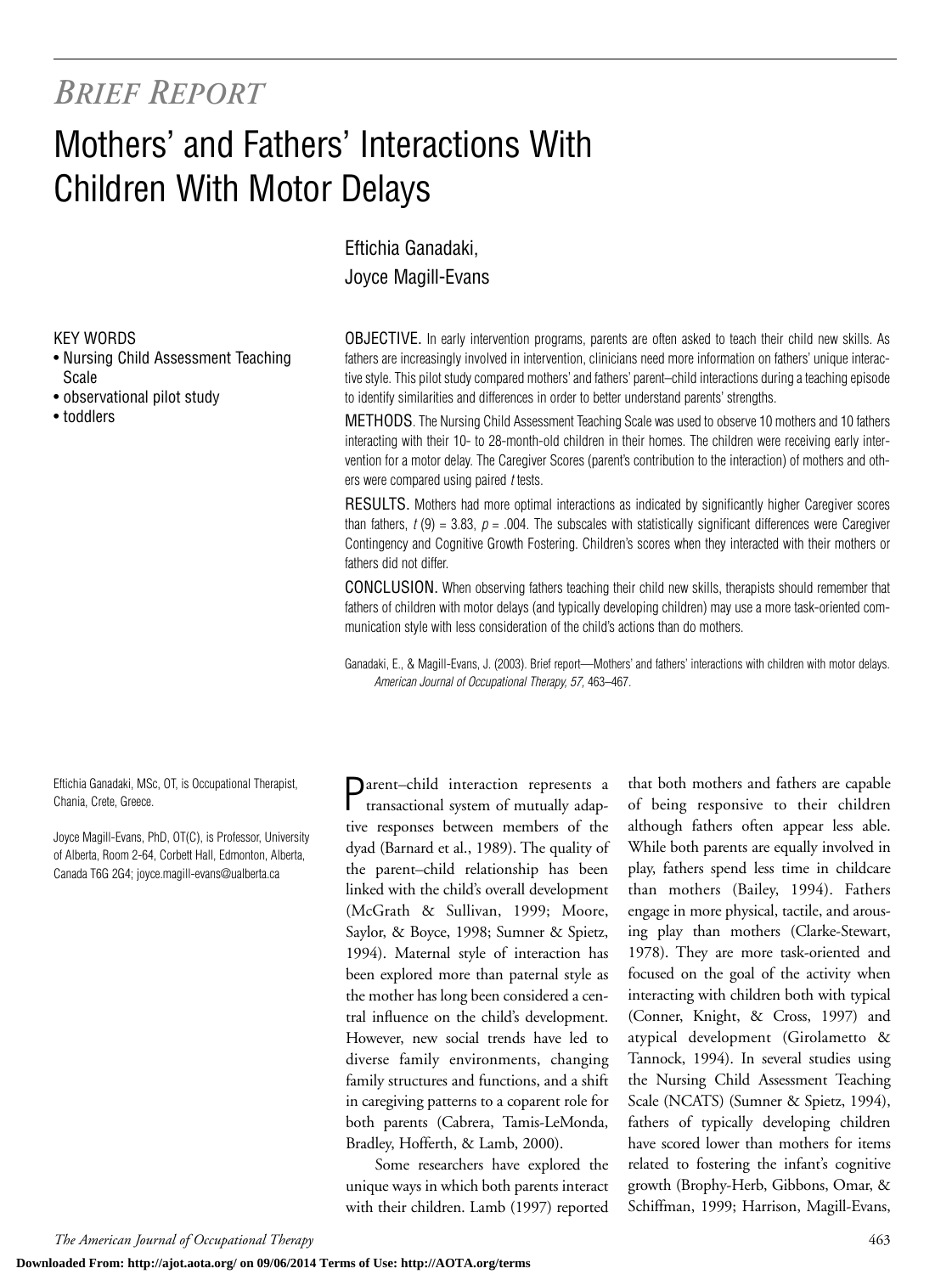*BRIEF REPORT*

# Mothers' and Fathers' Interactions With Children With Motor Delays

Eftichia Ganadaki,
Joyce Magill-Evans

KEY WORDS
- Nursing Child Assessment Teaching Scale
- observational pilot study
- toddlers

OBJECTIVE. In early intervention programs, parents are often asked to teach their child new skills. As fathers are increasingly involved in intervention, clinicians need more information on fathers' unique interactive style. This pilot study compared mothers' and fathers' parent–child interactions during a teaching episode to identify similarities and differences in order to better understand parents' strengths.

METHODS. The Nursing Child Assessment Teaching Scale was used to observe 10 mothers and 10 fathers interacting with their 10- to 28-month-old children in their homes. The children were receiving early intervention for a motor delay. The Caregiver Scores (parent's contribution to the interaction) of mothers and others were compared using paired *t* tests.

RESULTS. Mothers had more optimal interactions as indicated by significantly higher Caregiver scores than fathers, $t(9) = 3.83$, $p = .004$. The subscales with statistically significant differences were Caregiver Contingency and Cognitive Growth Fostering. Children's scores when they interacted with their mothers or fathers did not differ.

CONCLUSION. When observing fathers teaching their child new skills, therapists should remember that fathers of children with motor delays (and typically developing children) may use a more task-oriented communication style with less consideration of the child's actions than do mothers.

Ganadaki, E., & Magill-Evans, J. (2003). Brief report—Mothers' and fathers' interactions with children with motor delays. *American Journal of Occupational Therapy, 57*, 463–467.

Eftichia Ganadaki, MSc, OT, is Occupational Therapist, Chania, Crete, Greece.

Joyce Magill-Evans, PhD, OT(C), is Professor, University of Alberta, Room 2-64, Corbett Hall, Edmonton, Alberta, Canada T6G 2G4; joyce.magill-evans@ualberta.ca

Parent–child interaction represents a transactional system of mutually adaptive responses between members of the dyad (Barnard et al., 1989). The quality of the parent–child relationship has been linked with the child's overall development (McGrath & Sullivan, 1999; Moore, Saylor, & Boyce, 1998; Sumner & Spietz, 1994). Maternal style of interaction has been explored more than paternal style as the mother has long been considered a central influence on the child's development. However, new social trends have led to diverse family environments, changing family structures and functions, and a shift in caregiving patterns to a coparent role for both parents (Cabrera, Tamis-LeMonda, Bradley, Hofferth, & Lamb, 2000).

Some researchers have explored the unique ways in which both parents interact with their children. Lamb (1997) reported that both mothers and fathers are capable of being responsive to their children although fathers often appear less able. While both parents are equally involved in play, fathers spend less time in childcare than mothers (Bailey, 1994). Fathers engage in more physical, tactile, and arousing play than mothers (Clarke-Stewart, 1978). They are more task-oriented and focused on the goal of the activity when interacting with children both with typical (Conner, Knight, & Cross, 1997) and atypical development (Girolametto & Tannock, 1994). In several studies using the Nursing Child Assessment Teaching Scale (NCATS) (Sumner & Spietz, 1994), fathers of typically developing children have scored lower than mothers for items related to fostering the infant's cognitive growth (Brophy-Herb, Gibbons, Omar, & Schiffman, 1999; Harrison, Magill-Evans,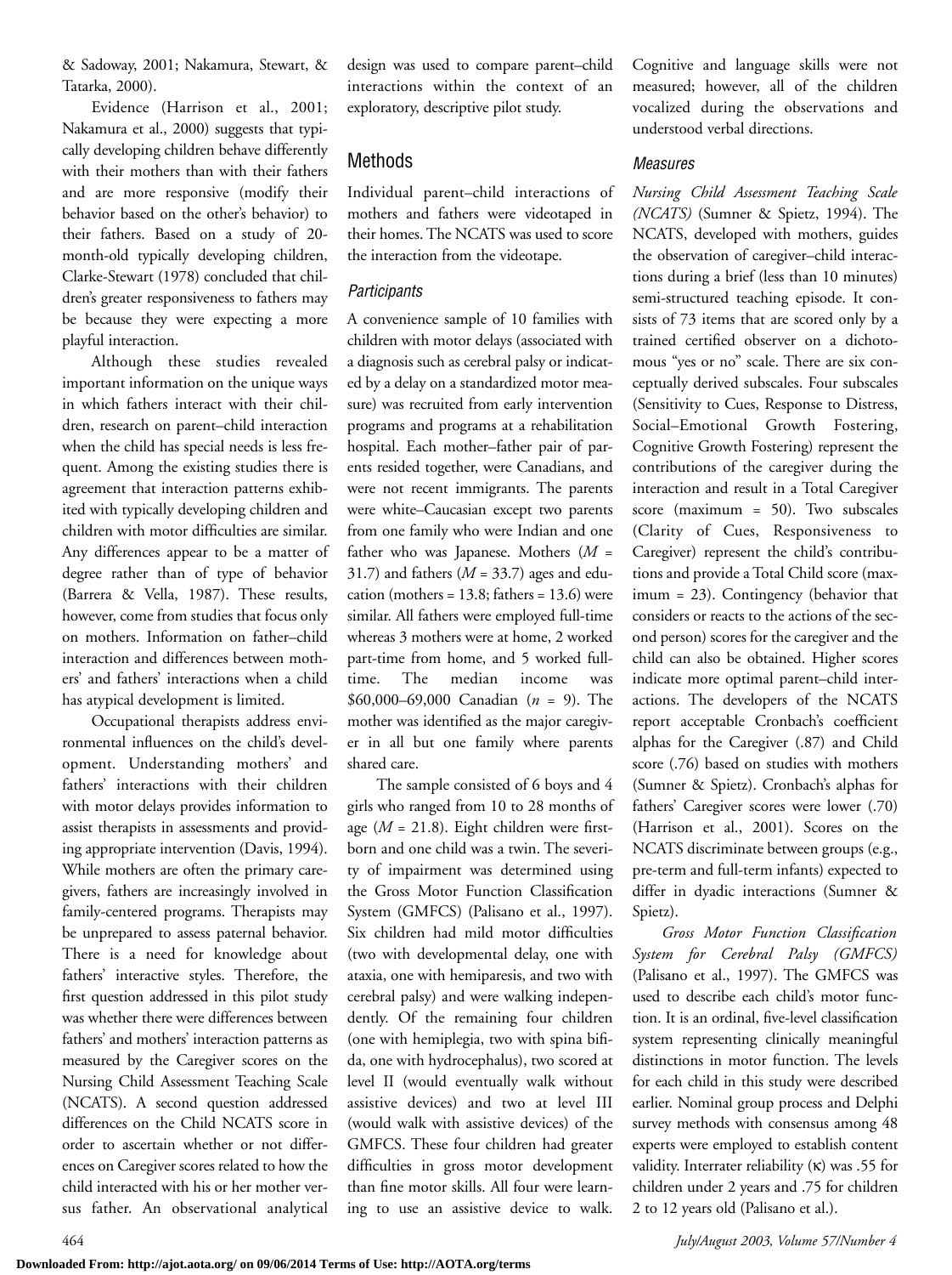& Sadoway, 2001; Nakamura, Stewart, & Tatarka, 2000).

Evidence (Harrison et al., 2001; Nakamura et al., 2000) suggests that typically developing children behave differently with their mothers than with their fathers and are more responsive (modify their behavior based on the other's behavior) to their fathers. Based on a study of 20-month-old typically developing children, Clarke-Stewart (1978) concluded that children's greater responsiveness to fathers may be because they were expecting a more playful interaction.

Although these studies revealed important information on the unique ways in which fathers interact with their children, research on parent–child interaction when the child has special needs is less frequent. Among the existing studies there is agreement that interaction patterns exhibited with typically developing children and children with motor difficulties are similar. Any differences appear to be a matter of degree rather than of type of behavior (Barrera & Vella, 1987). These results, however, come from studies that focus only on mothers. Information on father–child interaction and differences between mothers' and fathers' interactions when a child has atypical development is limited.

Occupational therapists address environmental influences on the child's development. Understanding mothers' and fathers' interactions with their children with motor delays provides information to assist therapists in assessments and providing appropriate intervention (Davis, 1994). While mothers are often the primary caregivers, fathers are increasingly involved in family-centered programs. Therapists may be unprepared to assess paternal behavior. There is a need for knowledge about fathers' interactive styles. Therefore, the first question addressed in this pilot study was whether there were differences between fathers' and mothers' interaction patterns as measured by the Caregiver scores on the Nursing Child Assessment Teaching Scale (NCATS). A second question addressed differences on the Child NCATS score in order to ascertain whether or not differences on Caregiver scores related to how the child interacted with his or her mother versus father. An observational analytical design was used to compare parent–child interactions within the context of an exploratory, descriptive pilot study.

## Methods

Individual parent–child interactions of mothers and fathers were videotaped in their homes. The NCATS was used to score the interaction from the videotape.

### *Participants*

A convenience sample of 10 families with children with motor delays (associated with a diagnosis such as cerebral palsy or indicated by a delay on a standardized motor measure) was recruited from early intervention programs and programs at a rehabilitation hospital. Each mother–father pair of parents resided together, were Canadians, and were not recent immigrants. The parents were white–Caucasian except two parents from one family who were Indian and one father who was Japanese. Mothers ($M$ = 31.7) and fathers ($M$ = 33.7) ages and education (mothers = 13.8; fathers = 13.6) were similar. All fathers were employed full-time whereas 3 mothers were at home, 2 worked part-time from home, and 5 worked full-time. The median income was \$60,000–69,000 Canadian ($n$ = 9). The mother was identified as the major caregiver in all but one family where parents shared care.

The sample consisted of 6 boys and 4 girls who ranged from 10 to 28 months of age ($M$ = 21.8). Eight children were first-born and one child was a twin. The severity of impairment was determined using the Gross Motor Function Classification System (GMFCS) (Palisano et al., 1997). Six children had mild motor difficulties (two with developmental delay, one with ataxia, one with hemiparesis, and two with cerebral palsy) and were walking independently. Of the remaining four children (one with hemiplegia, two with spina bifida, one with hydrocephalus), two scored at level II (would eventually walk without assistive devices) and two at level III (would walk with assistive devices) of the GMFCS. These four children had greater difficulties in gross motor development than fine motor skills. All four were learning to use an assistive device to walk. Cognitive and language skills were not measured; however, all of the children vocalized during the observations and understood verbal directions.

### *Measures*

*Nursing Child Assessment Teaching Scale (NCATS)* (Sumner & Spietz, 1994). The NCATS, developed with mothers, guides the observation of caregiver–child interactions during a brief (less than 10 minutes) semi-structured teaching episode. It consists of 73 items that are scored only by a trained certified observer on a dichotomous "yes or no" scale. There are six conceptually derived subscales. Four subscales (Sensitivity to Cues, Response to Distress, Social–Emotional Growth Fostering, Cognitive Growth Fostering) represent the contributions of the caregiver during the interaction and result in a Total Caregiver score (maximum = 50). Two subscales (Clarity of Cues, Responsiveness to Caregiver) represent the child's contributions and provide a Total Child score (maximum = 23). Contingency (behavior that considers or reacts to the actions of the second person) scores for the caregiver and the child can also be obtained. Higher scores indicate more optimal parent–child interactions. The developers of the NCATS report acceptable Cronbach's coefficient alphas for the Caregiver (.87) and Child score (.76) based on studies with mothers (Sumner & Spietz). Cronbach's alphas for fathers' Caregiver scores were lower (.70) (Harrison et al., 2001). Scores on the NCATS discriminate between groups (e.g., pre-term and full-term infants) expected to differ in dyadic interactions (Sumner & Spietz).

*Gross Motor Function Classification System for Cerebral Palsy (GMFCS)* (Palisano et al., 1997). The GMFCS was used to describe each child's motor function. It is an ordinal, five-level classification system representing clinically meaningful distinctions in motor function. The levels for each child in this study were described earlier. Nominal group process and Delphi survey methods with consensus among 48 experts were employed to establish content validity. Interrater reliability ($\kappa$) was .55 for children under 2 years and .75 for children 2 to 12 years old (Palisano et al.).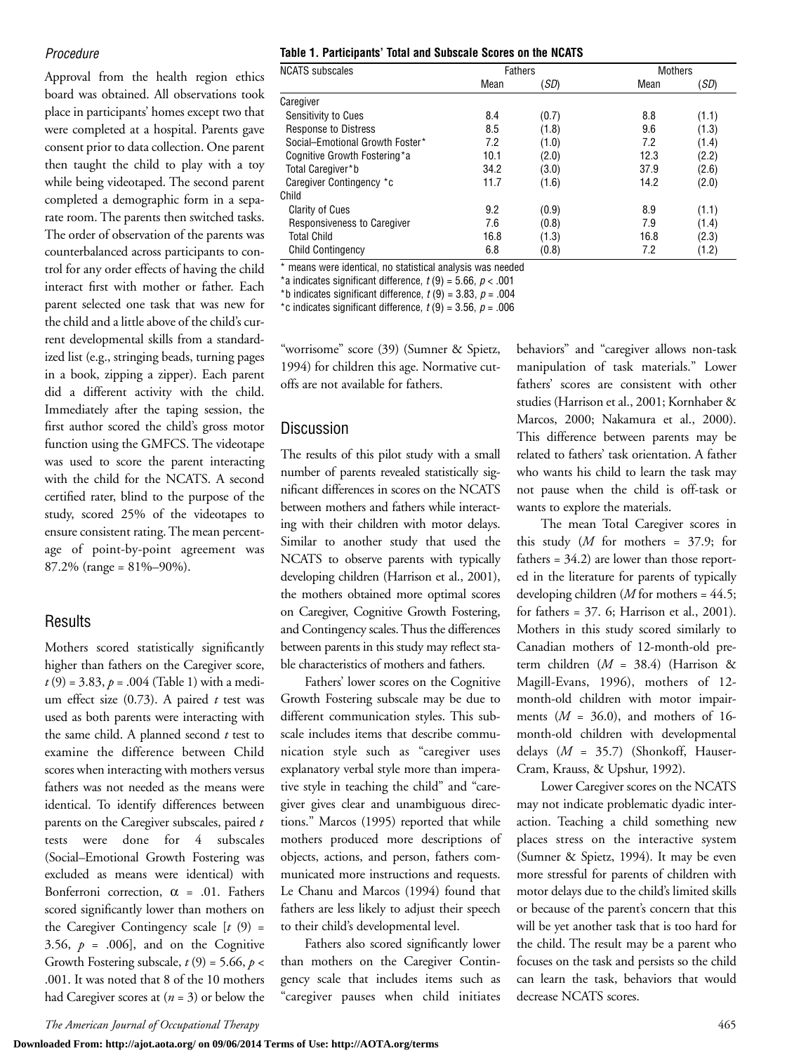### Procedure

Approval from the health region ethics board was obtained. All observations took place in participants' homes except two that were completed at a hospital. Parents gave consent prior to data collection. One parent then taught the child to play with a toy while being videotaped. The second parent completed a demographic form in a separate room. The parents then switched tasks. The order of observation of the parents was counterbalanced across participants to control for any order effects of having the child interact first with mother or father. Each parent selected one task that was new for the child and a little above of the child's current developmental skills from a standardized list (e.g., stringing beads, turning pages in a book, zipping a zipper). Each parent did a different activity with the child. Immediately after the taping session, the first author scored the child's gross motor function using the GMFCS. The videotape was used to score the parent interacting with the child for the NCATS. A second certified rater, blind to the purpose of the study, scored 25% of the videotapes to ensure consistent rating. The mean percentage of point-by-point agreement was 87.2% (range = 81%–90%).

## Results

Mothers scored statistically significantly higher than fathers on the Caregiver score, $t(9) = 3.83$, $p = .004$ (Table 1) with a medium effect size (0.73). A paired $t$ test was used as both parents were interacting with the same child. A planned second $t$ test to examine the difference between Child scores when interacting with mothers versus fathers was not needed as the means were identical. To identify differences between parents on the Caregiver subscales, paired $t$ tests were done for 4 subscales (Social–Emotional Growth Fostering was excluded as means were identical) with Bonferroni correction, $\alpha = .01$. Fathers scored significantly lower than mothers on the Caregiver Contingency scale [$t(9) = 3.56$, $p = .006$], and on the Cognitive Growth Fostering subscale, $t(9) = 5.66$, $p < .001$. It was noted that 8 of the 10 mothers had Caregiver scores at ($n = 3$) or below the "worrisome" score (39) (Sumner & Spietz, 1994) for children this age. Normative cutoffs are not available for fathers.

**Table 1. Participants' Total and Subscale Scores on the NCATS**

| NCATS subscales | Fathers | | Mothers | |
|---|---|---|---|---|
| | Mean | (*SD*) | Mean | (*SD*) |
| Caregiver | | | | |
| Sensitivity to Cues | 8.4 | (0.7) | 8.8 | (1.1) |
| Response to Distress | 8.5 | (1.8) | 9.6 | (1.3) |
| Social–Emotional Growth Foster* | 7.2 | (1.0) | 7.2 | (1.4) |
| Cognitive Growth Fostering*a | 10.1 | (2.0) | 12.3 | (2.2) |
| Total Caregiver*b | 34.2 | (3.0) | 37.9 | (2.6) |
| Caregiver Contingency *c | 11.7 | (1.6) | 14.2 | (2.0) |
| Child | | | | |
| Clarity of Cues | 9.2 | (0.9) | 8.9 | (1.1) |
| Responsiveness to Caregiver | 7.6 | (0.8) | 7.9 | (1.4) |
| Total Child | 16.8 | (1.3) | 16.8 | (2.3) |
| Child Contingency | 6.8 | (0.8) | 7.2 | (1.2) |

\* means were identical, no statistical analysis was needed

*a indicates significant difference, $t(9) = 5.66$, $p < .001$

*b indicates significant difference, $t(9) = 3.83$, $p = .004$

*c indicates significant difference, $t(9) = 3.56$, $p = .006$

## Discussion

The results of this pilot study with a small number of parents revealed statistically significant differences in scores on the NCATS between mothers and fathers while interacting with their children with motor delays. Similar to another study that used the NCATS to observe parents with typically developing children (Harrison et al., 2001), the mothers obtained more optimal scores on Caregiver, Cognitive Growth Fostering, and Contingency scales. Thus the differences between parents in this study may reflect stable characteristics of mothers and fathers.

Fathers' lower scores on the Cognitive Growth Fostering subscale may be due to different communication styles. This subscale includes items that describe communication style such as "caregiver uses explanatory verbal style more than imperative style in teaching the child" and "caregiver gives clear and unambiguous directions." Marcos (1995) reported that while mothers produced more descriptions of objects, actions, and person, fathers communicated more instructions and requests. Le Chanu and Marcos (1994) found that fathers are less likely to adjust their speech to their child's developmental level.

Fathers also scored significantly lower than mothers on the Caregiver Contingency scale that includes items such as "caregiver pauses when child initiates behaviors" and "caregiver allows non-task manipulation of task materials." Lower fathers' scores are consistent with other studies (Harrison et al., 2001; Kornhaber & Marcos, 2000; Nakamura et al., 2000). This difference between parents may be related to fathers' task orientation. A father who wants his child to learn the task may not pause when the child is off-task or wants to explore the materials.

The mean Total Caregiver scores in this study (*M* for mothers = 37.9; for fathers = 34.2) are lower than those reported in the literature for parents of typically developing children (*M* for mothers = 44.5; for fathers = 37. 6; Harrison et al., 2001). Mothers in this study scored similarly to Canadian mothers of 12-month-old preterm children (*M* = 38.4) (Harrison & Magill-Evans, 1996), mothers of 12-month-old children with motor impairments (*M* = 36.0), and mothers of 16-month-old children with developmental delays (*M* = 35.7) (Shonkoff, Hauser-Cram, Krauss, & Upshur, 1992).

Lower Caregiver scores on the NCATS may not indicate problematic dyadic interaction. Teaching a child something new places stress on the interactive system (Sumner & Spietz, 1994). It may be even more stressful for parents of children with motor delays due to the child's limited skills or because of the parent's concern that this will be yet another task that is too hard for the child. The result may be a parent who focuses on the task and persists so the child can learn the task, behaviors that would decrease NCATS scores.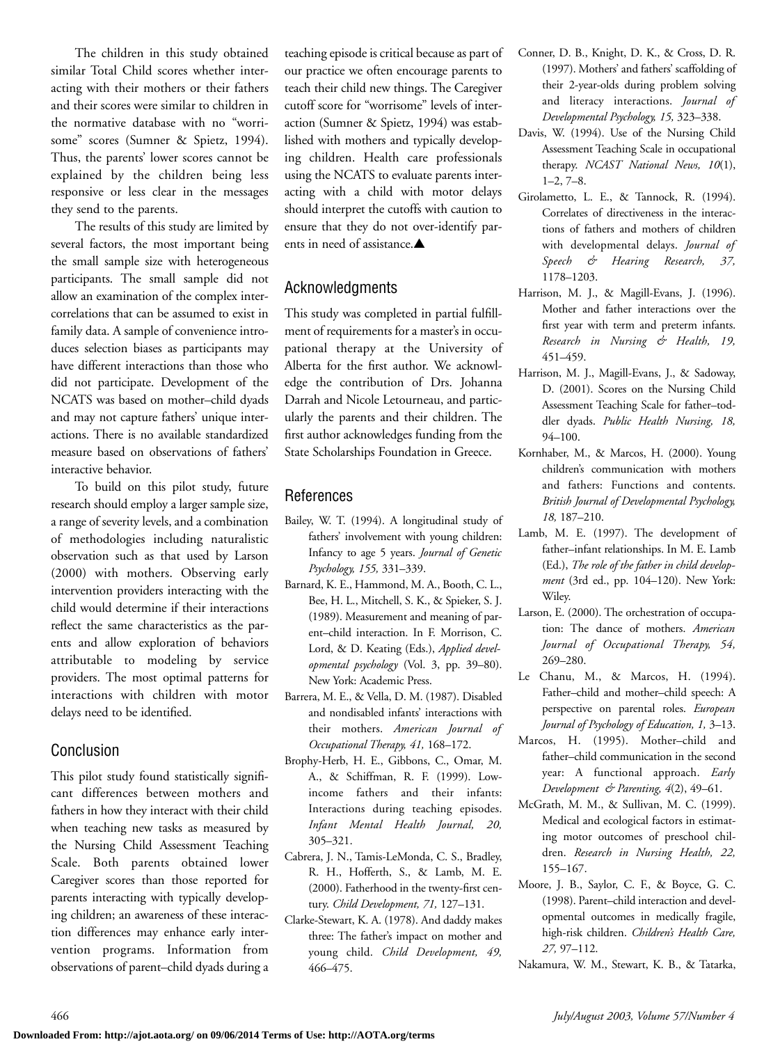The children in this study obtained similar Total Child scores whether interacting with their mothers or their fathers and their scores were similar to children in the normative database with no "worrisome" scores (Sumner & Spietz, 1994). Thus, the parents' lower scores cannot be explained by the children being less responsive or less clear in the messages they send to the parents.

The results of this study are limited by several factors, the most important being the small sample size with heterogeneous participants. The small sample did not allow an examination of the complex intercorrelations that can be assumed to exist in family data. A sample of convenience introduces selection biases as participants may have different interactions than those who did not participate. Development of the NCATS was based on mother–child dyads and may not capture fathers' unique interactions. There is no available standardized measure based on observations of fathers' interactive behavior.

To build on this pilot study, future research should employ a larger sample size, a range of severity levels, and a combination of methodologies including naturalistic observation such as that used by Larson (2000) with mothers. Observing early intervention providers interacting with the child would determine if their interactions reflect the same characteristics as the parents and allow exploration of behaviors attributable to modeling by service providers. The most optimal patterns for interactions with children with motor delays need to be identified.

## Conclusion

This pilot study found statistically significant differences between mothers and fathers in how they interact with their child when teaching new tasks as measured by the Nursing Child Assessment Teaching Scale. Both parents obtained lower Caregiver scores than those reported for parents interacting with typically developing children; an awareness of these interaction differences may enhance early intervention programs. Information from observations of parent–child dyads during a teaching episode is critical because as part of our practice we often encourage parents to teach their child new things. The Caregiver cutoff score for "worrisome" levels of interaction (Sumner & Spietz, 1994) was established with mothers and typically developing children. Health care professionals using the NCATS to evaluate parents interacting with a child with motor delays should interpret the cutoffs with caution to ensure that they do not over-identify parents in need of assistance.▲

## Acknowledgments

This study was completed in partial fulfillment of requirements for a master's in occupational therapy at the University of Alberta for the first author. We acknowledge the contribution of Drs. Johanna Darrah and Nicole Letourneau, and particularly the parents and their children. The first author acknowledges funding from the State Scholarships Foundation in Greece.

## References

Bailey, W. T. (1994). A longitudinal study of fathers' involvement with young children: Infancy to age 5 years. *Journal of Genetic Psychology, 155,* 331–339.

Barnard, K. E., Hammond, M. A., Booth, C. L., Bee, H. L., Mitchell, S. K., & Spieker, S. J. (1989). Measurement and meaning of parent–child interaction. In F. Morrison, C. Lord, & D. Keating (Eds.), *Applied developmental psychology* (Vol. 3, pp. 39–80). New York: Academic Press.

Barrera, M. E., & Vella, D. M. (1987). Disabled and nondisabled infants' interactions with their mothers. *American Journal of Occupational Therapy, 41,* 168–172.

Brophy-Herb, H. E., Gibbons, C., Omar, M. A., & Schiffman, R. F. (1999). Low-income fathers and their infants: Interactions during teaching episodes. *Infant Mental Health Journal, 20,* 305–321.

Cabrera, J. N., Tamis-LeMonda, C. S., Bradley, R. H., Hofferth, S., & Lamb, M. E. (2000). Fatherhood in the twenty-first century. *Child Development, 71,* 127–131.

Clarke-Stewart, K. A. (1978). And daddy makes three: The father's impact on mother and young child. *Child Development, 49,* 466–475.

Conner, D. B., Knight, D. K., & Cross, D. R. (1997). Mothers' and fathers' scaffolding of their 2-year-olds during problem solving and literacy interactions. *Journal of Developmental Psychology, 15,* 323–338.

Davis, W. (1994). Use of the Nursing Child Assessment Teaching Scale in occupational therapy. *NCAST National News, 10*(1), 1–2, 7–8.

Girolametto, L. E., & Tannock, R. (1994). Correlates of directiveness in the interactions of fathers and mothers of children with developmental delays. *Journal of Speech & Hearing Research, 37,* 1178–1203.

Harrison, M. J., & Magill-Evans, J. (1996). Mother and father interactions over the first year with term and preterm infants. *Research in Nursing & Health, 19,* 451–459.

Harrison, M. J., Magill-Evans, J., & Sadoway, D. (2001). Scores on the Nursing Child Assessment Teaching Scale for father–toddler dyads. *Public Health Nursing, 18,* 94–100.

Kornhaber, M., & Marcos, H. (2000). Young children's communication with mothers and fathers: Functions and contents. *British Journal of Developmental Psychology, 18,* 187–210.

Lamb, M. E. (1997). The development of father–infant relationships. In M. E. Lamb (Ed.), *The role of the father in child development* (3rd ed., pp. 104–120). New York: Wiley.

Larson, E. (2000). The orchestration of occupation: The dance of mothers. *American Journal of Occupational Therapy, 54,* 269–280.

Le Chanu, M., & Marcos, H. (1994). Father–child and mother–child speech: A perspective on parental roles. *European Journal of Psychology of Education, 1,* 3–13.

Marcos, H. (1995). Mother–child and father–child communication in the second year: A functional approach. *Early Development & Parenting, 4*(2), 49–61.

McGrath, M. M., & Sullivan, M. C. (1999). Medical and ecological factors in estimating motor outcomes of preschool children. *Research in Nursing Health, 22,* 155–167.

Moore, J. B., Saylor, C. F., & Boyce, G. C. (1998). Parent–child interaction and developmental outcomes in medically fragile, high-risk children. *Children's Health Care, 27,* 97–112.

Nakamura, W. M., Stewart, K. B., & Tatarka,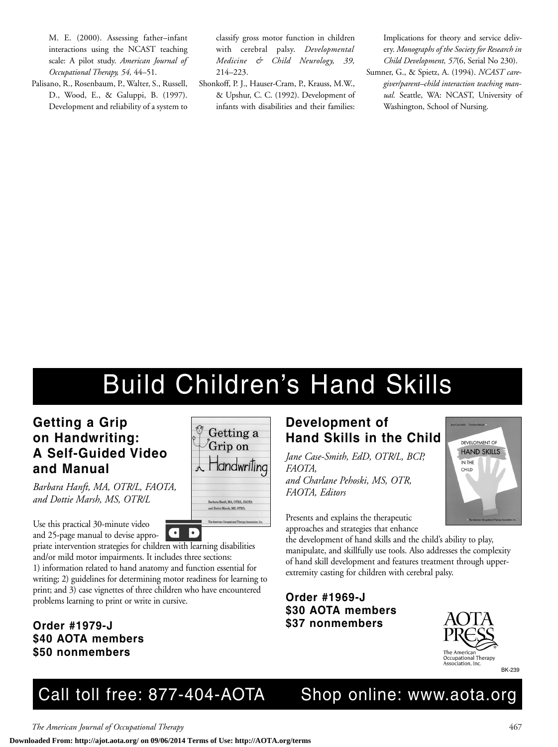M. E. (2000). Assessing father–infant interactions using the NCAST teaching scale: A pilot study. *American Journal of Occupational Therapy, 54,* 44–51.

Palisano, R., Rosenbaum, P., Walter, S., Russell, D., Wood, E., & Galuppi, B. (1997). Development and reliability of a system to classify gross motor function in children with cerebral palsy. *Developmental Medicine & Child Neurology, 39,* 214–223.

Shonkoff, P. J., Hauser-Cram, P., Krauss, M.W., & Upshur, C. C. (1992). Development of infants with disabilities and their families: Implications for theory and service delivery. *Monographs of the Society for Research in Child Development, 57*(6, Serial No 230).

Sumner, G., & Spietz, A. (1994). *NCAST caregiver/parent–child interaction teaching manual.* Seattle, WA: NCAST, University of Washington, School of Nursing.

# Build Children's Hand Skills

## Getting a Grip on Handwriting: A Self-Guided Video and Manual

*Barbara Hanft, MA, OTR/L, FAOTA, and Dottie Marsh, MS, OTR/L*

Use this practical 30-minute video and 25-page manual to devise appropriate intervention strategies for children with learning disabilities and/or mild motor impairments. It includes three sections: 1) information related to hand anatomy and function essential for writing; 2) guidelines for determining motor readiness for learning to print; and 3) case vignettes of three children who have encountered problems learning to print or write in cursive.

**Order #1979-J**
**$40 AOTA members**
**$50 nonmembers**

## Development of Hand Skills in the Child

*Jane Case-Smith, EdD, OTR/L, BCP, FAOTA, and Charlane Pehoski, MS, OTR, FAOTA, Editors*

Presents and explains the therapeutic approaches and strategies that enhance the development of hand skills and the child's ability to play, manipulate, and skillfully use tools. Also addresses the complexity of hand skill development and features treatment through upper-extremity casting for children with cerebral palsy.

**Order #1969-J**
**$30 AOTA members**
**$37 nonmembers**

AOTA PRESS
The American Occupational Therapy Association, Inc.

BK-239

Call toll free: 877-404-AOTA Shop online: www.aota.org